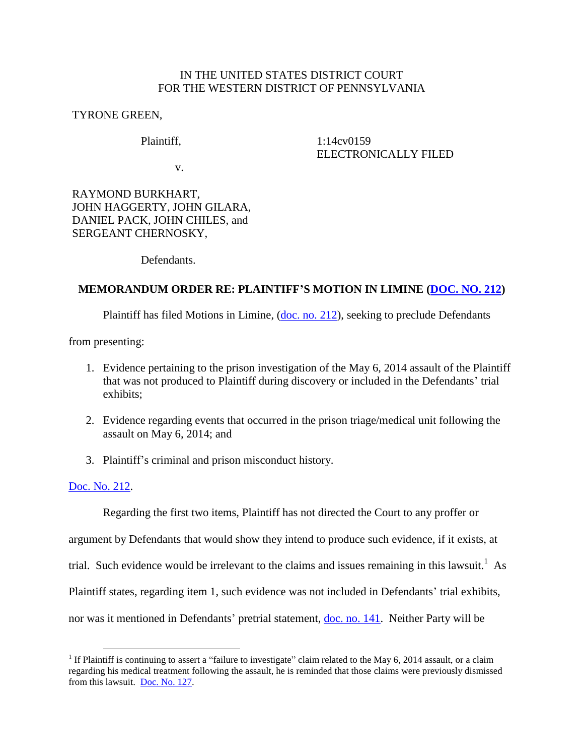IN THE UNITED STATES DISTRICT COURT
FOR THE WESTERN DISTRICT OF PENNSYLVANIA

TYRONE GREEN,

Plaintiff,

v.

1:14cv0159
ELECTRONICALLY FILED

RAYMOND BURKHART,
JOHN HAGGERTY, JOHN GILARA,
DANIEL PACK, JOHN CHILES, and
SERGEANT CHERNOSKY,

Defendants.

**MEMORANDUM ORDER RE: PLAINTIFF'S MOTION IN LIMINE (DOC. NO. 212)**

Plaintiff has filed Motions in Limine, (doc. no. 212), seeking to preclude Defendants from presenting:

1. Evidence pertaining to the prison investigation of the May 6, 2014 assault of the Plaintiff that was not produced to Plaintiff during discovery or included in the Defendants' trial exhibits;
2. Evidence regarding events that occurred in the prison triage/medical unit following the assault on May 6, 2014; and
3. Plaintiff's criminal and prison misconduct history.

Doc. No. 212.

Regarding the first two items, Plaintiff has not directed the Court to any proffer or argument by Defendants that would show they intend to produce such evidence, if it exists, at trial. Such evidence would be irrelevant to the claims and issues remaining in this lawsuit.[1] As Plaintiff states, regarding item 1, such evidence was not included in Defendants' trial exhibits, nor was it mentioned in Defendants' pretrial statement, doc. no. 141. Neither Party will be

[1] If Plaintiff is continuing to assert a "failure to investigate" claim related to the May 6, 2014 assault, or a claim regarding his medical treatment following the assault, he is reminded that those claims were previously dismissed from this lawsuit. Doc. No. 127.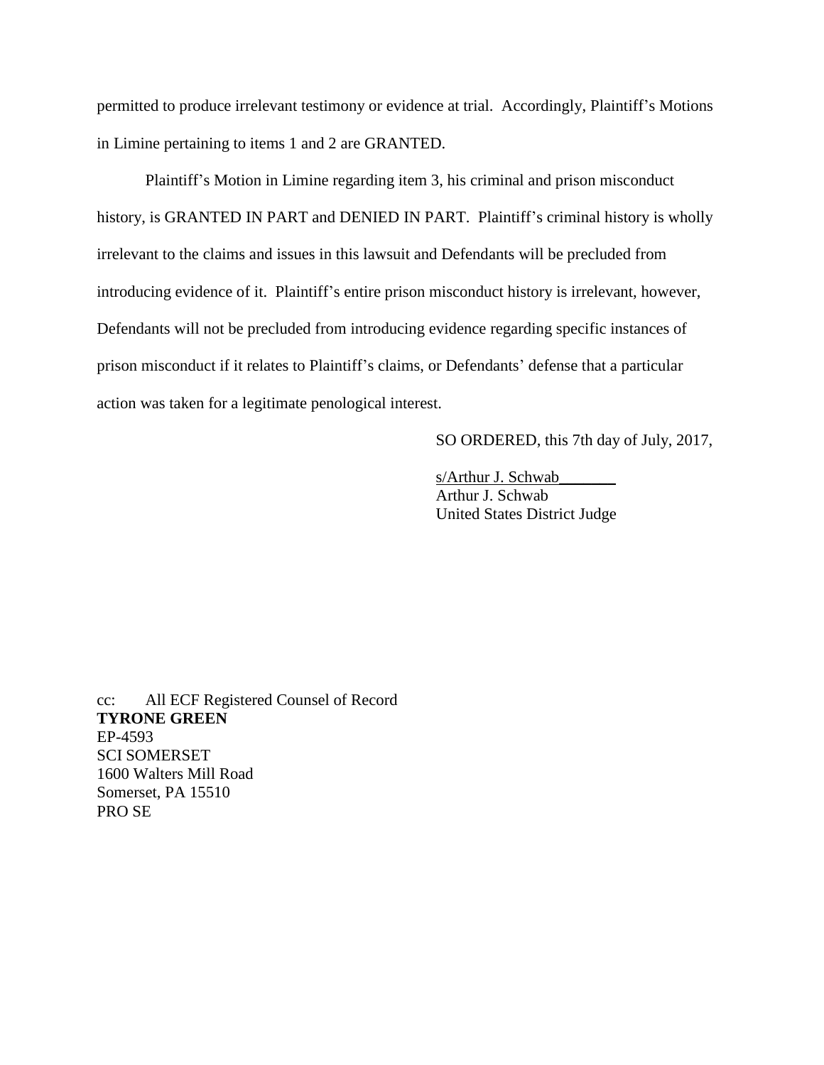permitted to produce irrelevant testimony or evidence at trial. Accordingly, Plaintiff's Motions in Limine pertaining to items 1 and 2 are GRANTED.

Plaintiff's Motion in Limine regarding item 3, his criminal and prison misconduct history, is GRANTED IN PART and DENIED IN PART. Plaintiff's criminal history is wholly irrelevant to the claims and issues in this lawsuit and Defendants will be precluded from introducing evidence of it. Plaintiff's entire prison misconduct history is irrelevant, however, Defendants will not be precluded from introducing evidence regarding specific instances of prison misconduct if it relates to Plaintiff's claims, or Defendants' defense that a particular action was taken for a legitimate penological interest.

SO ORDERED, this 7th day of July, 2017,

s/Arthur J. Schwab
Arthur J. Schwab
United States District Judge

cc: All ECF Registered Counsel of Record
**TYRONE GREEN**
EP-4593
SCI SOMERSET
1600 Walters Mill Road
Somerset, PA 15510
PRO SE